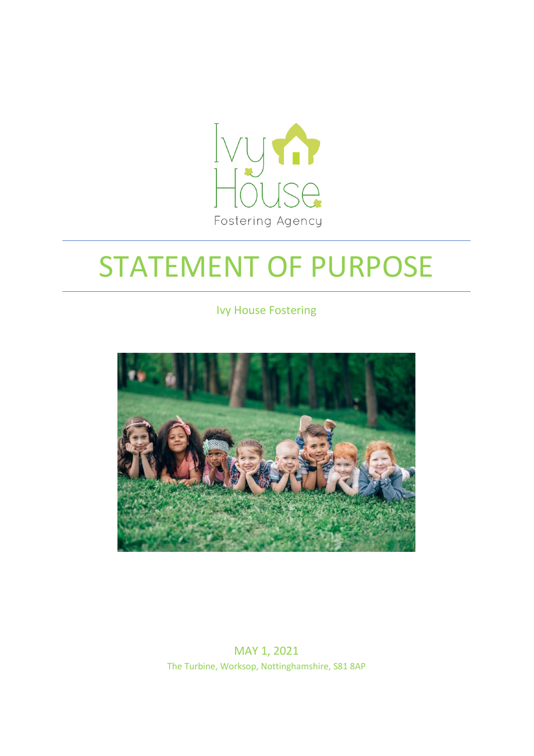Ivy House

Fostering Agency

# STATEMENT OF PURPOSE

Ivy House Fostering

MAY 1, 2021

The Turbine, Worksop, Nottinghamshire, S81 8AP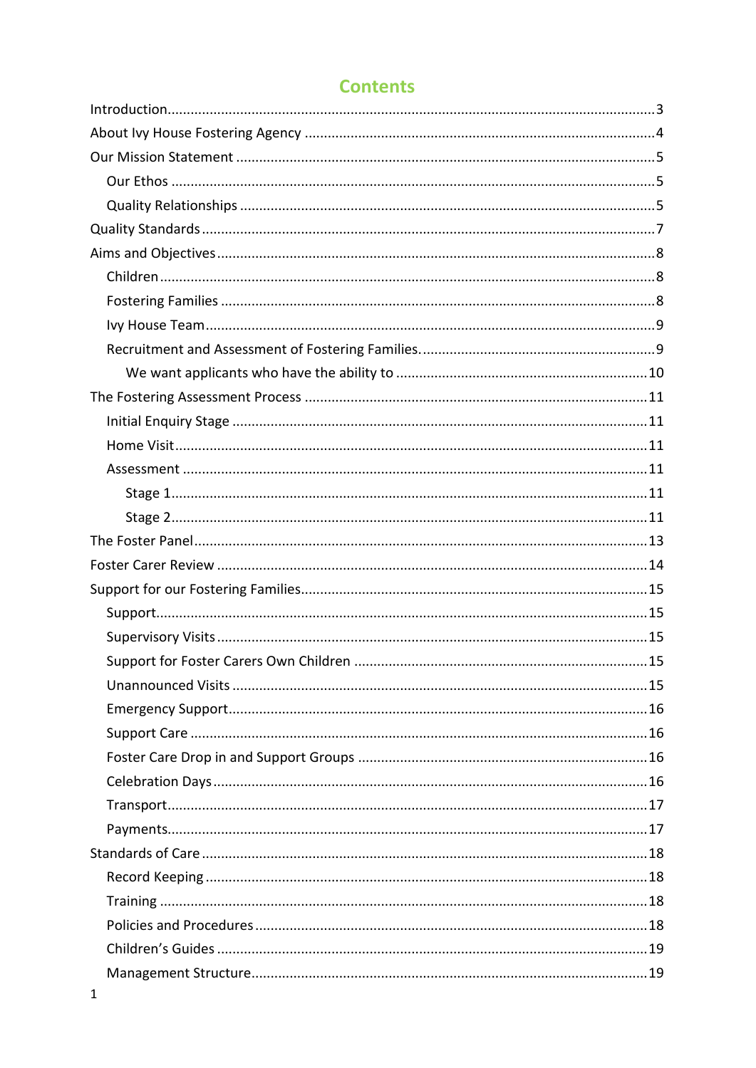# Contents

- Introduction ... 3
- About Ivy House Fostering Agency ... 4
- Our Mission Statement ... 5
  - Our Ethos ... 5
  - Quality Relationships ... 5
- Quality Standards ... 7
- Aims and Objectives ... 8
  - Children ... 8
  - Fostering Families ... 8
  - Ivy House Team ... 9
  - Recruitment and Assessment of Fostering Families. ... 9
    - We want applicants who have the ability to ... 10
- The Fostering Assessment Process ... 11
  - Initial Enquiry Stage ... 11
  - Home Visit ... 11
  - Assessment ... 11
    - Stage 1 ... 11
    - Stage 2 ... 11
- The Foster Panel ... 13
- Foster Carer Review ... 14
- Support for our Fostering Families ... 15
  - Support ... 15
  - Supervisory Visits ... 15
  - Support for Foster Carers Own Children ... 15
  - Unannounced Visits ... 15
  - Emergency Support ... 16
  - Support Care ... 16
  - Foster Care Drop in and Support Groups ... 16
  - Celebration Days ... 16
  - Transport ... 17
  - Payments ... 17
- Standards of Care ... 18
  - Record Keeping ... 18
  - Training ... 18
  - Policies and Procedures ... 18
  - Children's Guides ... 19
  - Management Structure ... 19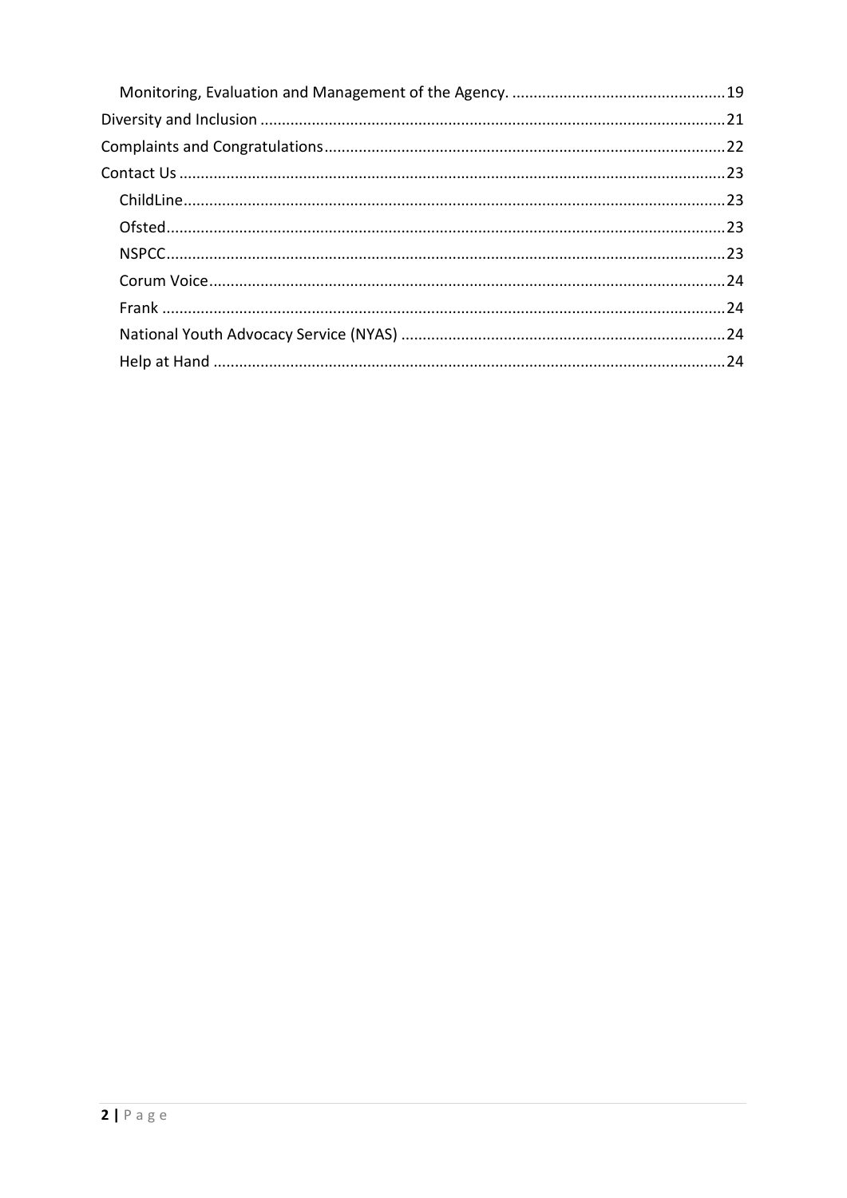Monitoring, Evaluation and Management of the Agency. .................................................. 19

Diversity and Inclusion ............................................................................................................ 21

Complaints and Congratulations ............................................................................................. 22

Contact Us ............................................................................................................................... 23

ChildLine ............................................................................................................................. 23

Ofsted .................................................................................................................................. 23

NSPCC .................................................................................................................................. 23

Corum Voice ........................................................................................................................ 24

Frank ................................................................................................................................... 24

National Youth Advocacy Service (NYAS) ........................................................................... 24

Help at Hand ....................................................................................................................... 24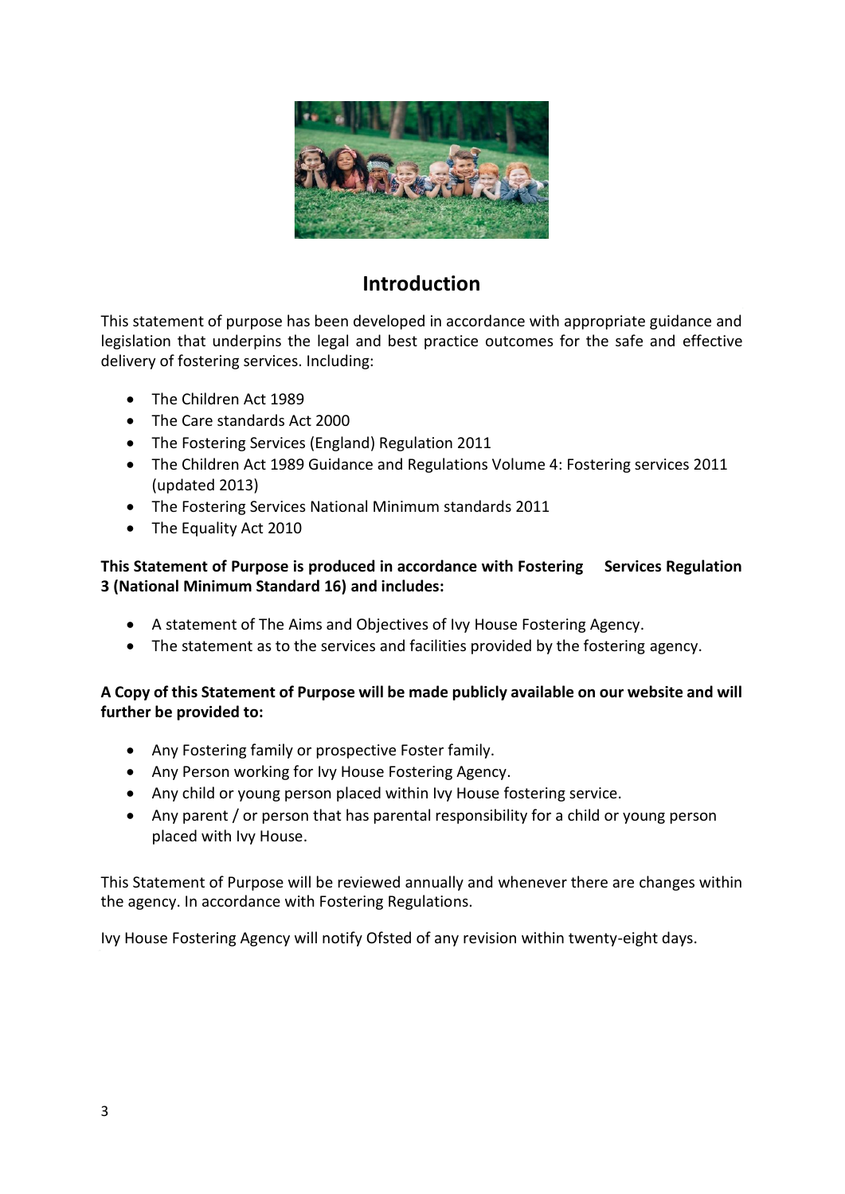## Introduction

This statement of purpose has been developed in accordance with appropriate guidance and legislation that underpins the legal and best practice outcomes for the safe and effective delivery of fostering services. Including:

- The Children Act 1989
- The Care standards Act 2000
- The Fostering Services (England) Regulation 2011
- The Children Act 1989 Guidance and Regulations Volume 4: Fostering services 2011 (updated 2013)
- The Fostering Services National Minimum standards 2011
- The Equality Act 2010

**This Statement of Purpose is produced in accordance with Fostering Services Regulation 3 (National Minimum Standard 16) and includes:**

- A statement of The Aims and Objectives of Ivy House Fostering Agency.
- The statement as to the services and facilities provided by the fostering agency.

**A Copy of this Statement of Purpose will be made publicly available on our website and will further be provided to:**

- Any Fostering family or prospective Foster family.
- Any Person working for Ivy House Fostering Agency.
- Any child or young person placed within Ivy House fostering service.
- Any parent / or person that has parental responsibility for a child or young person placed with Ivy House.

This Statement of Purpose will be reviewed annually and whenever there are changes within the agency. In accordance with Fostering Regulations.

Ivy House Fostering Agency will notify Ofsted of any revision within twenty-eight days.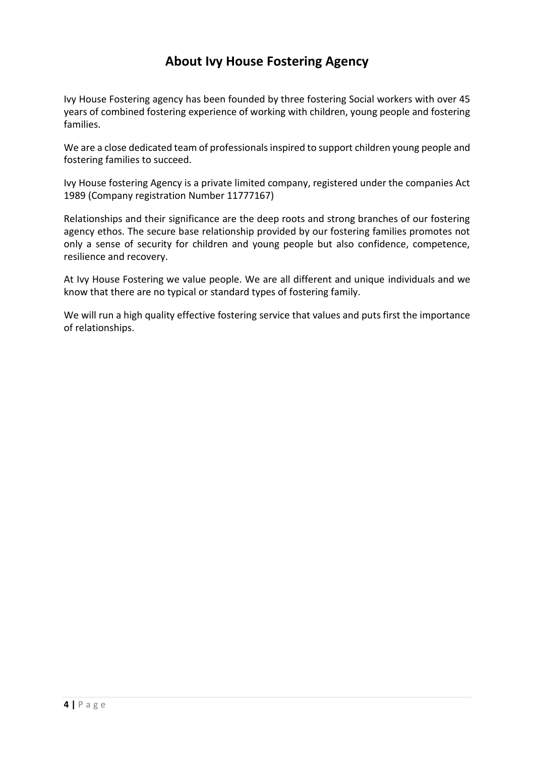# About Ivy House Fostering Agency

Ivy House Fostering agency has been founded by three fostering Social workers with over 45 years of combined fostering experience of working with children, young people and fostering families.

We are a close dedicated team of professionals inspired to support children young people and fostering families to succeed.

Ivy House fostering Agency is a private limited company, registered under the companies Act 1989 (Company registration Number 11777167)

Relationships and their significance are the deep roots and strong branches of our fostering agency ethos. The secure base relationship provided by our fostering families promotes not only a sense of security for children and young people but also confidence, competence, resilience and recovery.

At Ivy House Fostering we value people. We are all different and unique individuals and we know that there are no typical or standard types of fostering family.

We will run a high quality effective fostering service that values and puts first the importance of relationships.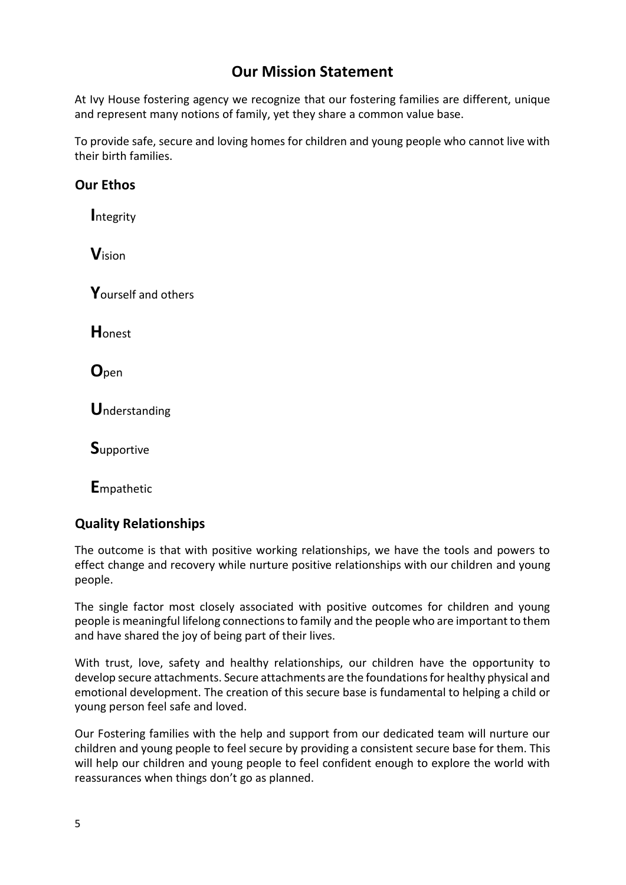## Our Mission Statement

At Ivy House fostering agency we recognize that our fostering families are different, unique and represent many notions of family, yet they share a common value base.

To provide safe, secure and loving homes for children and young people who cannot live with their birth families.

### Our Ethos

**I**ntegrity

**V**ision

**Y**ourself and others

**H**onest

**O**pen

**U**nderstanding

**S**upportive

**E**mpathetic

### Quality Relationships

The outcome is that with positive working relationships, we have the tools and powers to effect change and recovery while nurture positive relationships with our children and young people.

The single factor most closely associated with positive outcomes for children and young people is meaningful lifelong connections to family and the people who are important to them and have shared the joy of being part of their lives.

With trust, love, safety and healthy relationships, our children have the opportunity to develop secure attachments. Secure attachments are the foundations for healthy physical and emotional development. The creation of this secure base is fundamental to helping a child or young person feel safe and loved.

Our Fostering families with the help and support from our dedicated team will nurture our children and young people to feel secure by providing a consistent secure base for them. This will help our children and young people to feel confident enough to explore the world with reassurances when things don't go as planned.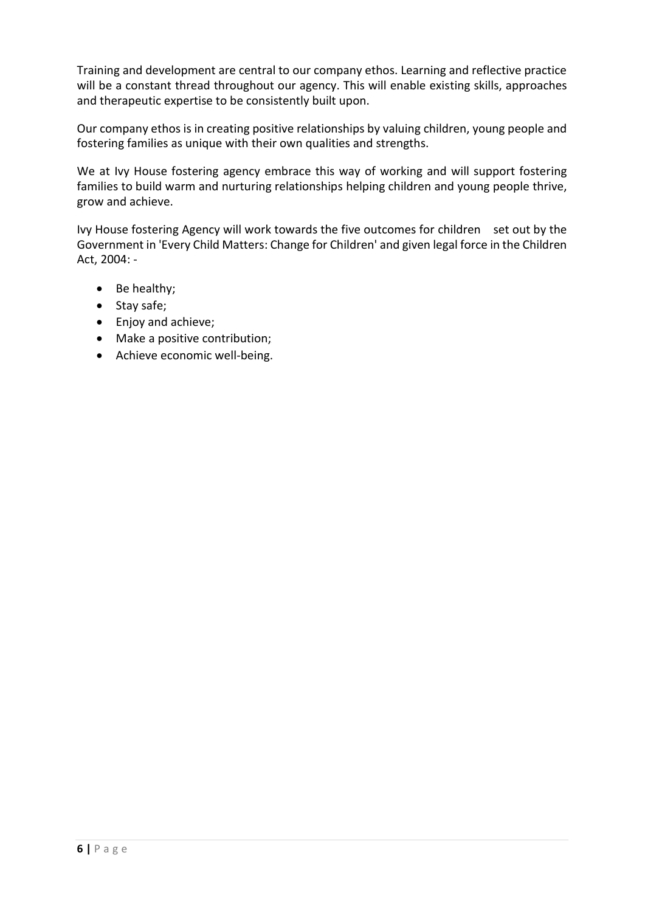Training and development are central to our company ethos. Learning and reflective practice will be a constant thread throughout our agency. This will enable existing skills, approaches and therapeutic expertise to be consistently built upon.

Our company ethos is in creating positive relationships by valuing children, young people and fostering families as unique with their own qualities and strengths.

We at Ivy House fostering agency embrace this way of working and will support fostering families to build warm and nurturing relationships helping children and young people thrive, grow and achieve.

Ivy House fostering Agency will work towards the five outcomes for children set out by the Government in 'Every Child Matters: Change for Children' and given legal force in the Children Act, 2004: -

- Be healthy;
- Stay safe;
- Enjoy and achieve;
- Make a positive contribution;
- Achieve economic well-being.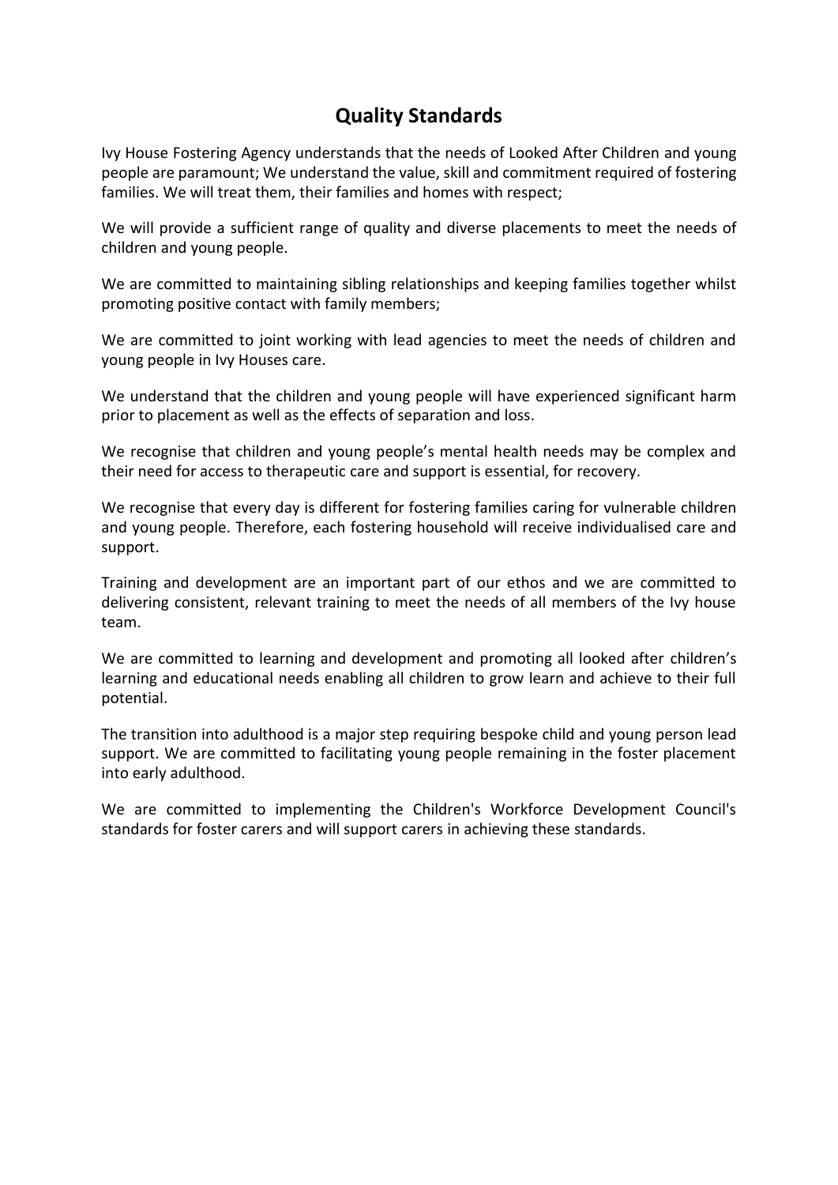## Quality Standards

Ivy House Fostering Agency understands that the needs of Looked After Children and young people are paramount; We understand the value, skill and commitment required of fostering families. We will treat them, their families and homes with respect;

We will provide a sufficient range of quality and diverse placements to meet the needs of children and young people.

We are committed to maintaining sibling relationships and keeping families together whilst promoting positive contact with family members;

We are committed to joint working with lead agencies to meet the needs of children and young people in Ivy Houses care.

We understand that the children and young people will have experienced significant harm prior to placement as well as the effects of separation and loss.

We recognise that children and young people's mental health needs may be complex and their need for access to therapeutic care and support is essential, for recovery.

We recognise that every day is different for fostering families caring for vulnerable children and young people. Therefore, each fostering household will receive individualised care and support.

Training and development are an important part of our ethos and we are committed to delivering consistent, relevant training to meet the needs of all members of the Ivy house team.

We are committed to learning and development and promoting all looked after children's learning and educational needs enabling all children to grow learn and achieve to their full potential.

The transition into adulthood is a major step requiring bespoke child and young person lead support. We are committed to facilitating young people remaining in the foster placement into early adulthood.

We are committed to implementing the Children's Workforce Development Council's standards for foster carers and will support carers in achieving these standards.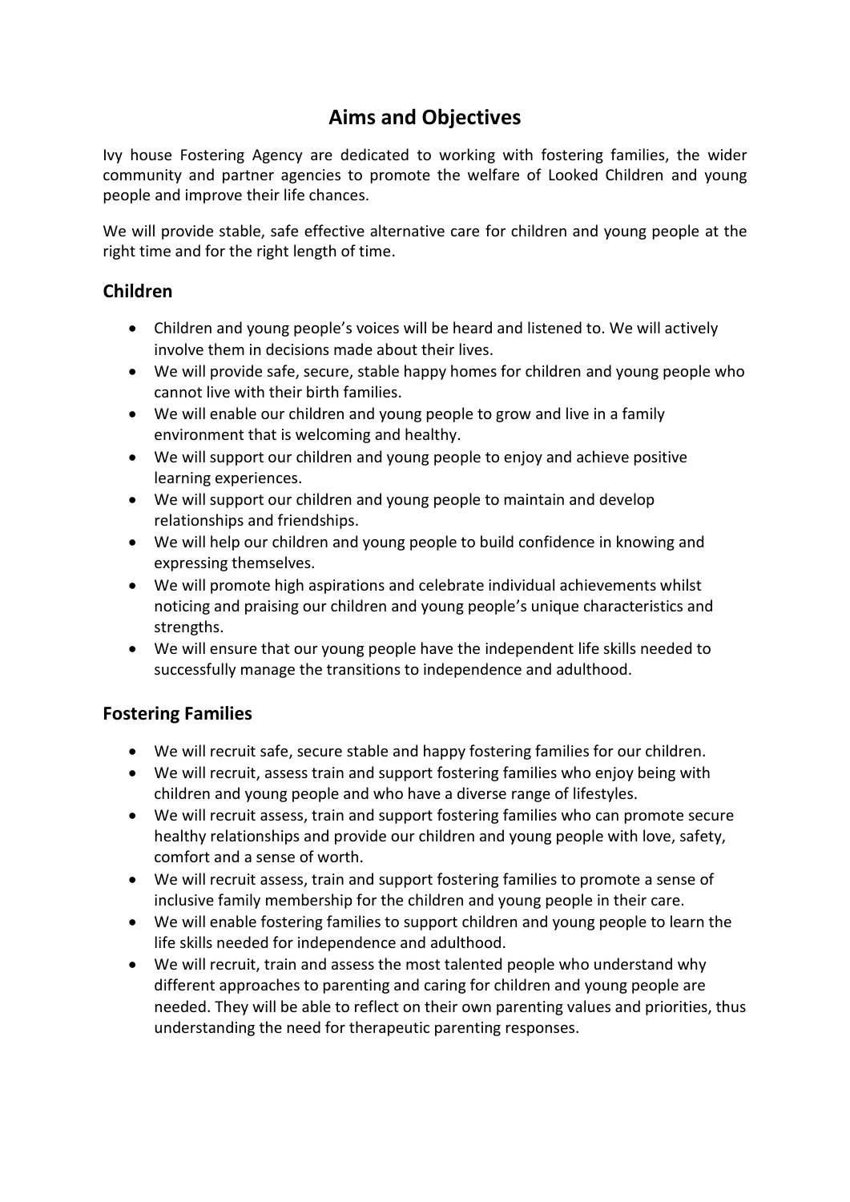# Aims and Objectives

Ivy house Fostering Agency are dedicated to working with fostering families, the wider community and partner agencies to promote the welfare of Looked Children and young people and improve their life chances.

We will provide stable, safe effective alternative care for children and young people at the right time and for the right length of time.

## Children

- Children and young people's voices will be heard and listened to. We will actively involve them in decisions made about their lives.
- We will provide safe, secure, stable happy homes for children and young people who cannot live with their birth families.
- We will enable our children and young people to grow and live in a family environment that is welcoming and healthy.
- We will support our children and young people to enjoy and achieve positive learning experiences.
- We will support our children and young people to maintain and develop relationships and friendships.
- We will help our children and young people to build confidence in knowing and expressing themselves.
- We will promote high aspirations and celebrate individual achievements whilst noticing and praising our children and young people's unique characteristics and strengths.
- We will ensure that our young people have the independent life skills needed to successfully manage the transitions to independence and adulthood.

## Fostering Families

- We will recruit safe, secure stable and happy fostering families for our children.
- We will recruit, assess train and support fostering families who enjoy being with children and young people and who have a diverse range of lifestyles.
- We will recruit assess, train and support fostering families who can promote secure healthy relationships and provide our children and young people with love, safety, comfort and a sense of worth.
- We will recruit assess, train and support fostering families to promote a sense of inclusive family membership for the children and young people in their care.
- We will enable fostering families to support children and young people to learn the life skills needed for independence and adulthood.
- We will recruit, train and assess the most talented people who understand why different approaches to parenting and caring for children and young people are needed. They will be able to reflect on their own parenting values and priorities, thus understanding the need for therapeutic parenting responses.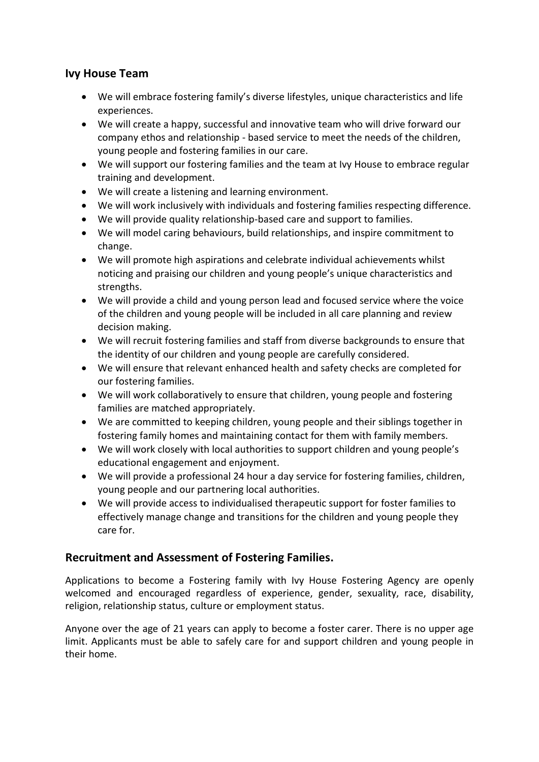## Ivy House Team

- We will embrace fostering family's diverse lifestyles, unique characteristics and life experiences.
- We will create a happy, successful and innovative team who will drive forward our company ethos and relationship - based service to meet the needs of the children, young people and fostering families in our care.
- We will support our fostering families and the team at Ivy House to embrace regular training and development.
- We will create a listening and learning environment.
- We will work inclusively with individuals and fostering families respecting difference.
- We will provide quality relationship-based care and support to families.
- We will model caring behaviours, build relationships, and inspire commitment to change.
- We will promote high aspirations and celebrate individual achievements whilst noticing and praising our children and young people's unique characteristics and strengths.
- We will provide a child and young person lead and focused service where the voice of the children and young people will be included in all care planning and review decision making.
- We will recruit fostering families and staff from diverse backgrounds to ensure that the identity of our children and young people are carefully considered.
- We will ensure that relevant enhanced health and safety checks are completed for our fostering families.
- We will work collaboratively to ensure that children, young people and fostering families are matched appropriately.
- We are committed to keeping children, young people and their siblings together in fostering family homes and maintaining contact for them with family members.
- We will work closely with local authorities to support children and young people's educational engagement and enjoyment.
- We will provide a professional 24 hour a day service for fostering families, children, young people and our partnering local authorities.
- We will provide access to individualised therapeutic support for foster families to effectively manage change and transitions for the children and young people they care for.

## Recruitment and Assessment of Fostering Families.

Applications to become a Fostering family with Ivy House Fostering Agency are openly welcomed and encouraged regardless of experience, gender, sexuality, race, disability, religion, relationship status, culture or employment status.

Anyone over the age of 21 years can apply to become a foster carer. There is no upper age limit. Applicants must be able to safely care for and support children and young people in their home.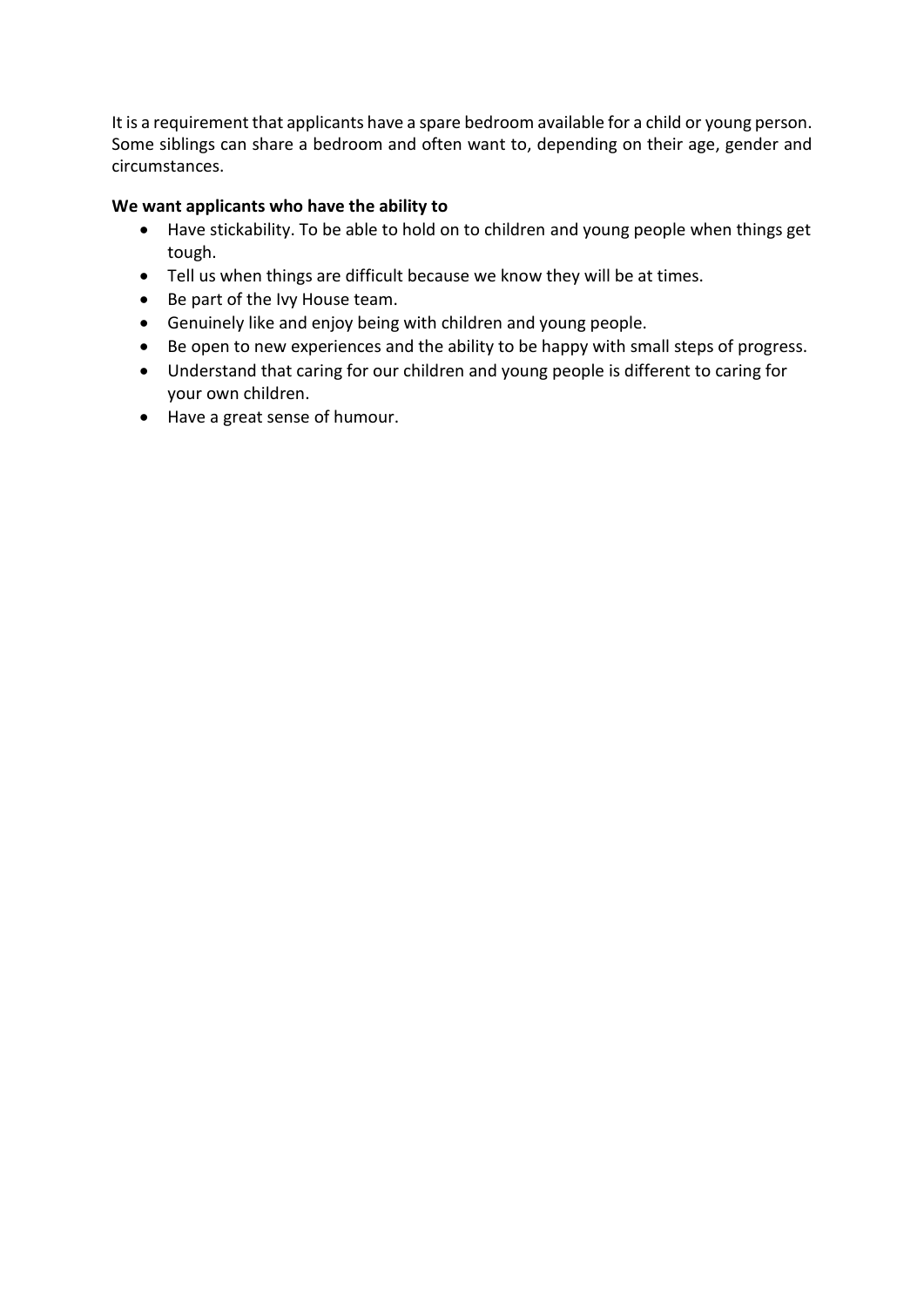It is a requirement that applicants have a spare bedroom available for a child or young person. Some siblings can share a bedroom and often want to, depending on their age, gender and circumstances.

**We want applicants who have the ability to**

- Have stickability. To be able to hold on to children and young people when things get tough.
- Tell us when things are difficult because we know they will be at times.
- Be part of the Ivy House team.
- Genuinely like and enjoy being with children and young people.
- Be open to new experiences and the ability to be happy with small steps of progress.
- Understand that caring for our children and young people is different to caring for your own children.
- Have a great sense of humour.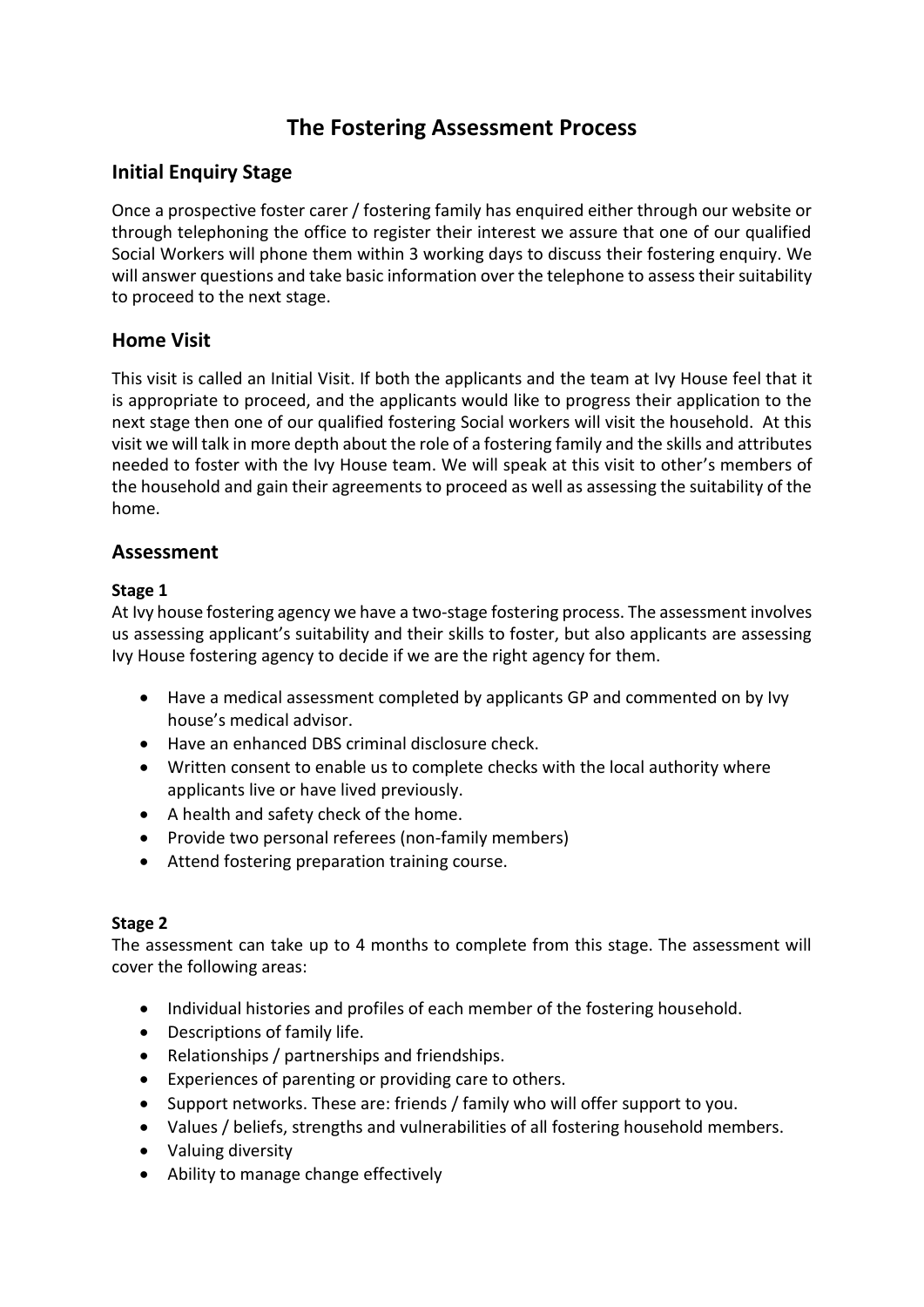# The Fostering Assessment Process

## Initial Enquiry Stage

Once a prospective foster carer / fostering family has enquired either through our website or through telephoning the office to register their interest we assure that one of our qualified Social Workers will phone them within 3 working days to discuss their fostering enquiry. We will answer questions and take basic information over the telephone to assess their suitability to proceed to the next stage.

## Home Visit

This visit is called an Initial Visit. If both the applicants and the team at Ivy House feel that it is appropriate to proceed, and the applicants would like to progress their application to the next stage then one of our qualified fostering Social workers will visit the household. At this visit we will talk in more depth about the role of a fostering family and the skills and attributes needed to foster with the Ivy House team. We will speak at this visit to other's members of the household and gain their agreements to proceed as well as assessing the suitability of the home.

## Assessment

**Stage 1**

At Ivy house fostering agency we have a two-stage fostering process. The assessment involves us assessing applicant's suitability and their skills to foster, but also applicants are assessing Ivy House fostering agency to decide if we are the right agency for them.

- Have a medical assessment completed by applicants GP and commented on by Ivy house's medical advisor.
- Have an enhanced DBS criminal disclosure check.
- Written consent to enable us to complete checks with the local authority where applicants live or have lived previously.
- A health and safety check of the home.
- Provide two personal referees (non-family members)
- Attend fostering preparation training course.

**Stage 2**

The assessment can take up to 4 months to complete from this stage. The assessment will cover the following areas:

- Individual histories and profiles of each member of the fostering household.
- Descriptions of family life.
- Relationships / partnerships and friendships.
- Experiences of parenting or providing care to others.
- Support networks. These are: friends / family who will offer support to you.
- Values / beliefs, strengths and vulnerabilities of all fostering household members.
- Valuing diversity
- Ability to manage change effectively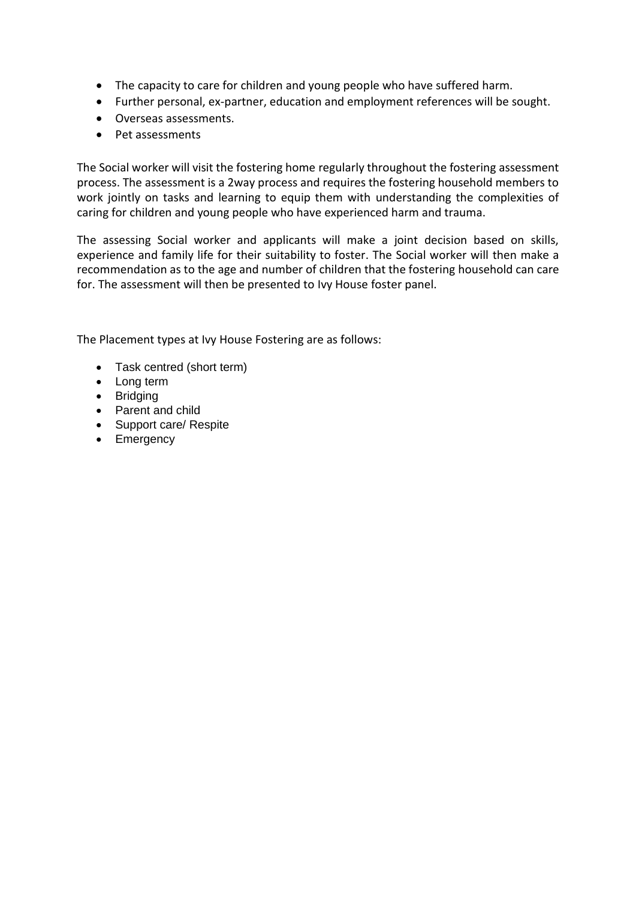- The capacity to care for children and young people who have suffered harm.
- Further personal, ex-partner, education and employment references will be sought.
- Overseas assessments.
- Pet assessments

The Social worker will visit the fostering home regularly throughout the fostering assessment process. The assessment is a 2way process and requires the fostering household members to work jointly on tasks and learning to equip them with understanding the complexities of caring for children and young people who have experienced harm and trauma.

The assessing Social worker and applicants will make a joint decision based on skills, experience and family life for their suitability to foster. The Social worker will then make a recommendation as to the age and number of children that the fostering household can care for. The assessment will then be presented to Ivy House foster panel.

The Placement types at Ivy House Fostering are as follows:

- Task centred (short term)
- Long term
- Bridging
- Parent and child
- Support care/ Respite
- Emergency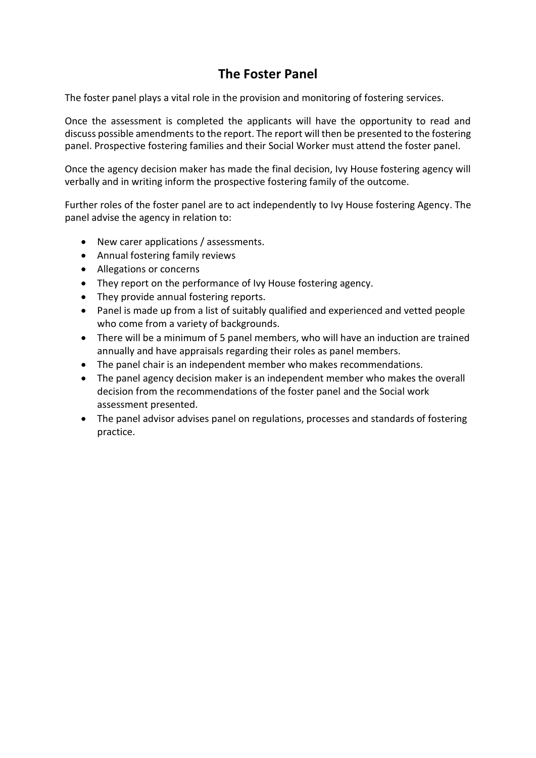# The Foster Panel

The foster panel plays a vital role in the provision and monitoring of fostering services.

Once the assessment is completed the applicants will have the opportunity to read and discuss possible amendments to the report. The report will then be presented to the fostering panel. Prospective fostering families and their Social Worker must attend the foster panel.

Once the agency decision maker has made the final decision, Ivy House fostering agency will verbally and in writing inform the prospective fostering family of the outcome.

Further roles of the foster panel are to act independently to Ivy House fostering Agency. The panel advise the agency in relation to:

- New carer applications / assessments.
- Annual fostering family reviews
- Allegations or concerns
- They report on the performance of Ivy House fostering agency.
- They provide annual fostering reports.
- Panel is made up from a list of suitably qualified and experienced and vetted people who come from a variety of backgrounds.
- There will be a minimum of 5 panel members, who will have an induction are trained annually and have appraisals regarding their roles as panel members.
- The panel chair is an independent member who makes recommendations.
- The panel agency decision maker is an independent member who makes the overall decision from the recommendations of the foster panel and the Social work assessment presented.
- The panel advisor advises panel on regulations, processes and standards of fostering practice.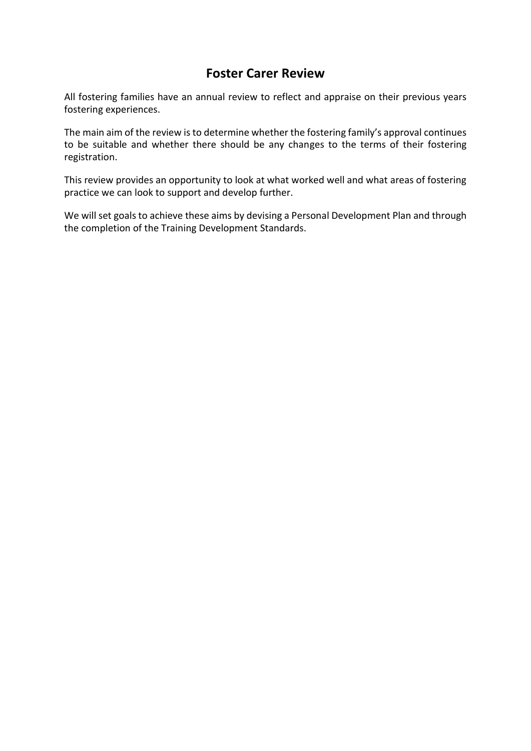# Foster Carer Review

All fostering families have an annual review to reflect and appraise on their previous years fostering experiences.

The main aim of the review is to determine whether the fostering family's approval continues to be suitable and whether there should be any changes to the terms of their fostering registration.

This review provides an opportunity to look at what worked well and what areas of fostering practice we can look to support and develop further.

We will set goals to achieve these aims by devising a Personal Development Plan and through the completion of the Training Development Standards.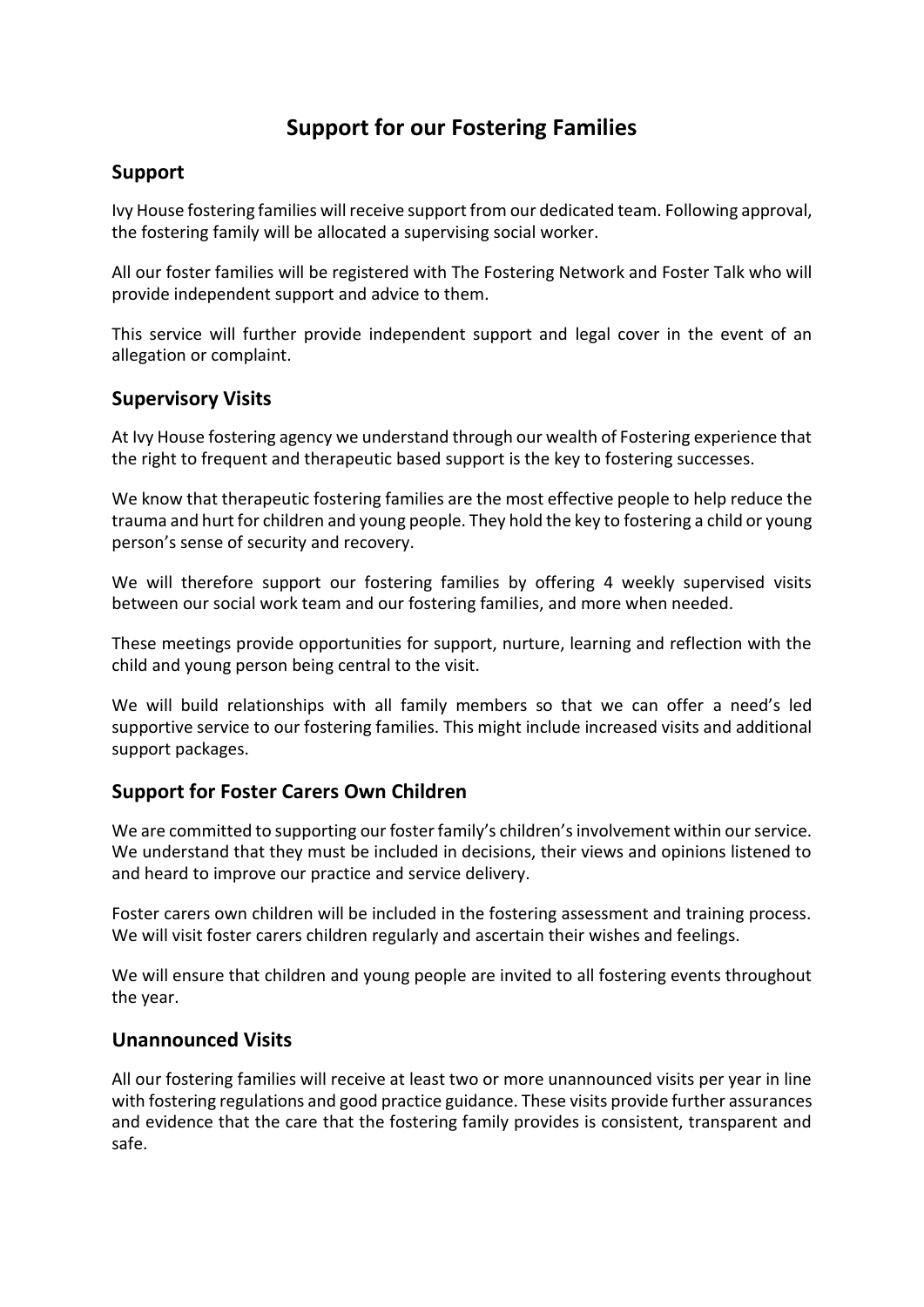# Support for our Fostering Families

## Support

Ivy House fostering families will receive support from our dedicated team. Following approval, the fostering family will be allocated a supervising social worker.

All our foster families will be registered with The Fostering Network and Foster Talk who will provide independent support and advice to them.

This service will further provide independent support and legal cover in the event of an allegation or complaint.

## Supervisory Visits

At Ivy House fostering agency we understand through our wealth of Fostering experience that the right to frequent and therapeutic based support is the key to fostering successes.

We know that therapeutic fostering families are the most effective people to help reduce the trauma and hurt for children and young people. They hold the key to fostering a child or young person's sense of security and recovery.

We will therefore support our fostering families by offering 4 weekly supervised visits between our social work team and our fostering families, and more when needed.

These meetings provide opportunities for support, nurture, learning and reflection with the child and young person being central to the visit.

We will build relationships with all family members so that we can offer a need's led supportive service to our fostering families. This might include increased visits and additional support packages.

## Support for Foster Carers Own Children

We are committed to supporting our foster family's children's involvement within our service. We understand that they must be included in decisions, their views and opinions listened to and heard to improve our practice and service delivery.

Foster carers own children will be included in the fostering assessment and training process. We will visit foster carers children regularly and ascertain their wishes and feelings.

We will ensure that children and young people are invited to all fostering events throughout the year.

## Unannounced Visits

All our fostering families will receive at least two or more unannounced visits per year in line with fostering regulations and good practice guidance. These visits provide further assurances and evidence that the care that the fostering family provides is consistent, transparent and safe.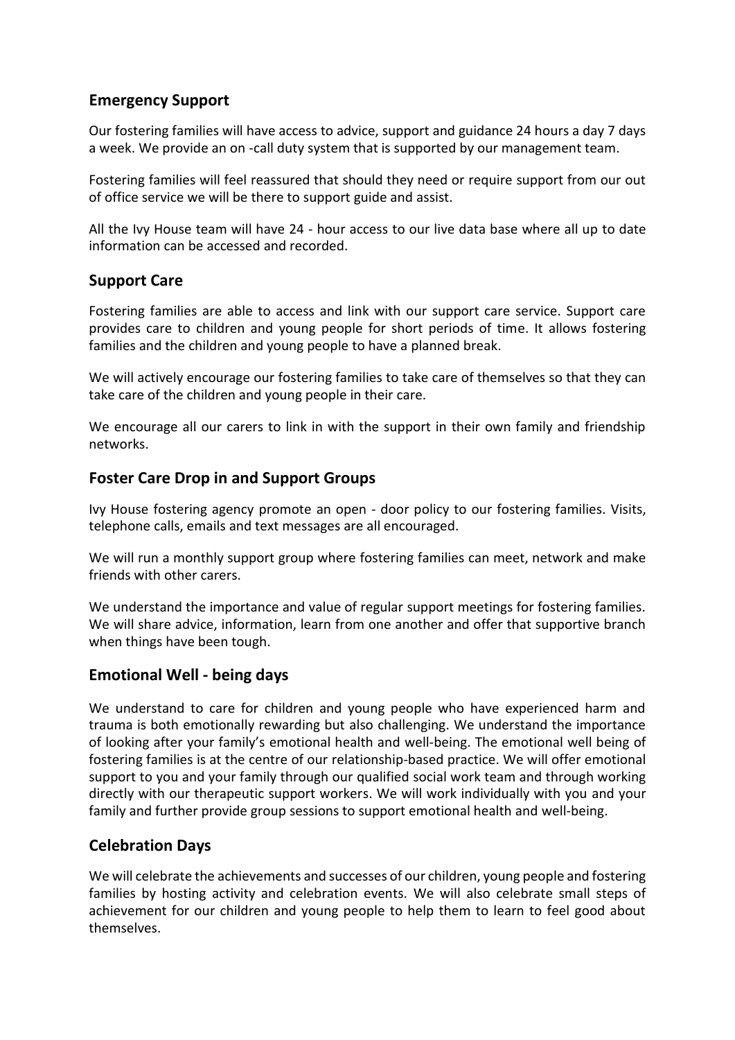## Emergency Support

Our fostering families will have access to advice, support and guidance 24 hours a day 7 days a week. We provide an on -call duty system that is supported by our management team.

Fostering families will feel reassured that should they need or require support from our out of office service we will be there to support guide and assist.

All the Ivy House team will have 24 - hour access to our live data base where all up to date information can be accessed and recorded.

## Support Care

Fostering families are able to access and link with our support care service. Support care provides care to children and young people for short periods of time. It allows fostering families and the children and young people to have a planned break.

We will actively encourage our fostering families to take care of themselves so that they can take care of the children and young people in their care.

We encourage all our carers to link in with the support in their own family and friendship networks.

## Foster Care Drop in and Support Groups

Ivy House fostering agency promote an open - door policy to our fostering families. Visits, telephone calls, emails and text messages are all encouraged.

We will run a monthly support group where fostering families can meet, network and make friends with other carers.

We understand the importance and value of regular support meetings for fostering families. We will share advice, information, learn from one another and offer that supportive branch when things have been tough.

## Emotional Well - being days

We understand to care for children and young people who have experienced harm and trauma is both emotionally rewarding but also challenging. We understand the importance of looking after your family's emotional health and well-being. The emotional well being of fostering families is at the centre of our relationship-based practice. We will offer emotional support to you and your family through our qualified social work team and through working directly with our therapeutic support workers. We will work individually with you and your family and further provide group sessions to support emotional health and well-being.

## Celebration Days

We will celebrate the achievements and successes of our children, young people and fostering families by hosting activity and celebration events. We will also celebrate small steps of achievement for our children and young people to help them to learn to feel good about themselves.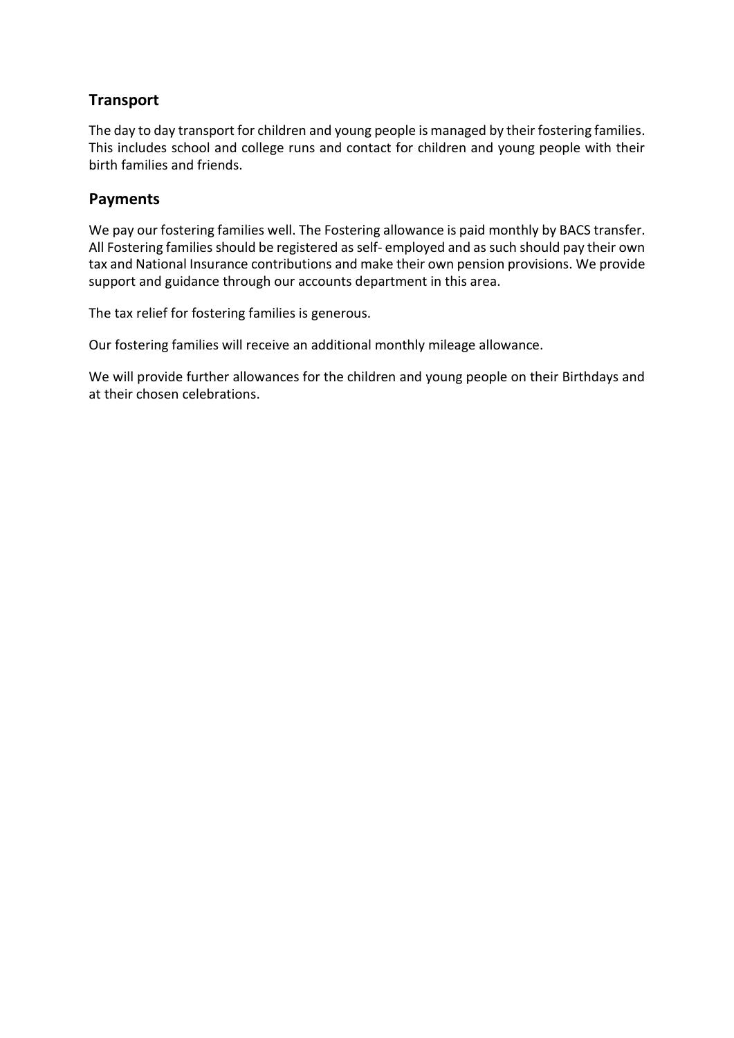## Transport

The day to day transport for children and young people is managed by their fostering families. This includes school and college runs and contact for children and young people with their birth families and friends.

## Payments

We pay our fostering families well. The Fostering allowance is paid monthly by BACS transfer. All Fostering families should be registered as self- employed and as such should pay their own tax and National Insurance contributions and make their own pension provisions. We provide support and guidance through our accounts department in this area.

The tax relief for fostering families is generous.

Our fostering families will receive an additional monthly mileage allowance.

We will provide further allowances for the children and young people on their Birthdays and at their chosen celebrations.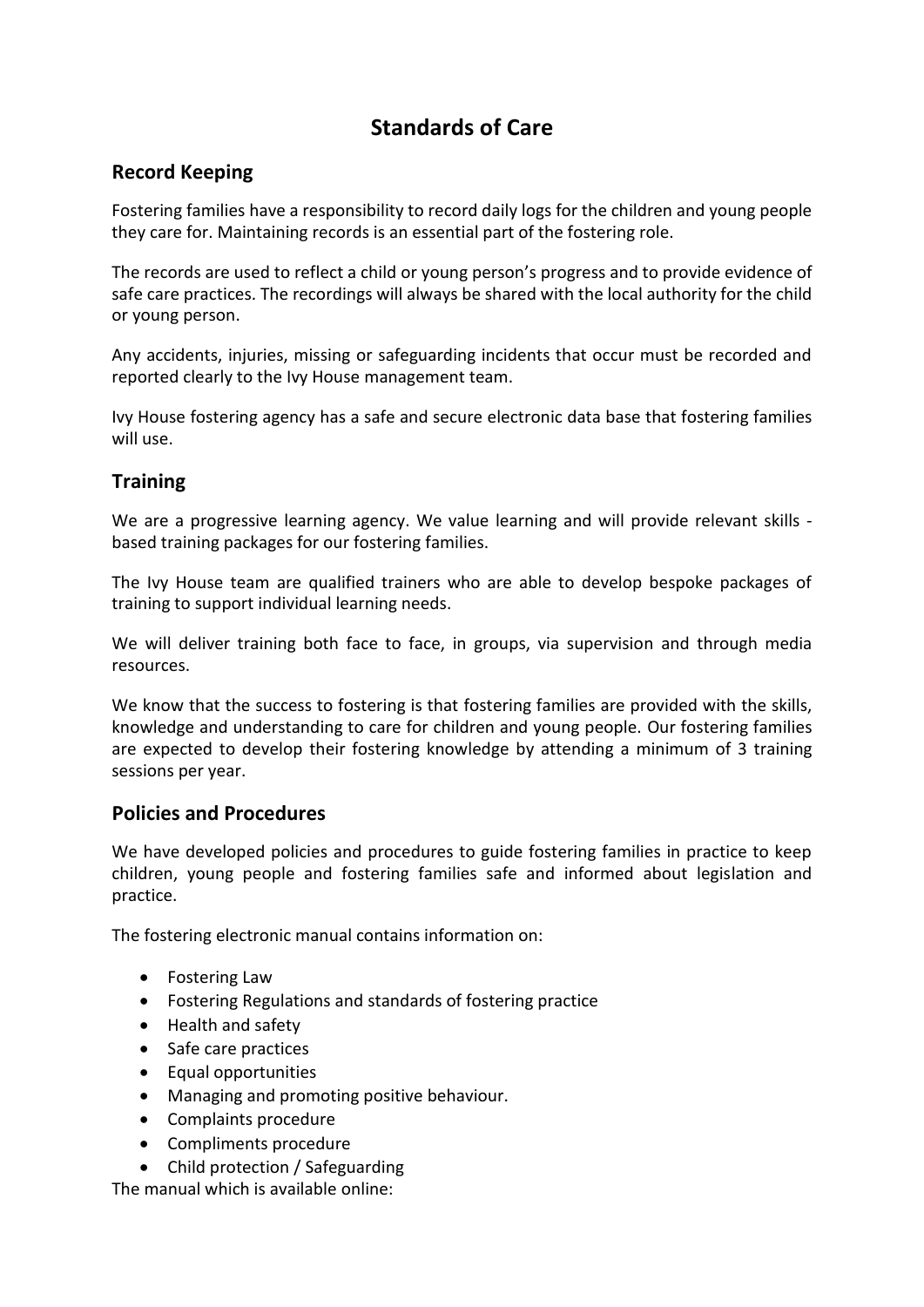# Standards of Care

## Record Keeping

Fostering families have a responsibility to record daily logs for the children and young people they care for. Maintaining records is an essential part of the fostering role.

The records are used to reflect a child or young person's progress and to provide evidence of safe care practices. The recordings will always be shared with the local authority for the child or young person.

Any accidents, injuries, missing or safeguarding incidents that occur must be recorded and reported clearly to the Ivy House management team.

Ivy House fostering agency has a safe and secure electronic data base that fostering families will use.

## Training

We are a progressive learning agency. We value learning and will provide relevant skills - based training packages for our fostering families.

The Ivy House team are qualified trainers who are able to develop bespoke packages of training to support individual learning needs.

We will deliver training both face to face, in groups, via supervision and through media resources.

We know that the success to fostering is that fostering families are provided with the skills, knowledge and understanding to care for children and young people. Our fostering families are expected to develop their fostering knowledge by attending a minimum of 3 training sessions per year.

## Policies and Procedures

We have developed policies and procedures to guide fostering families in practice to keep children, young people and fostering families safe and informed about legislation and practice.

The fostering electronic manual contains information on:

- Fostering Law
- Fostering Regulations and standards of fostering practice
- Health and safety
- Safe care practices
- Equal opportunities
- Managing and promoting positive behaviour.
- Complaints procedure
- Compliments procedure
- Child protection / Safeguarding

The manual which is available online: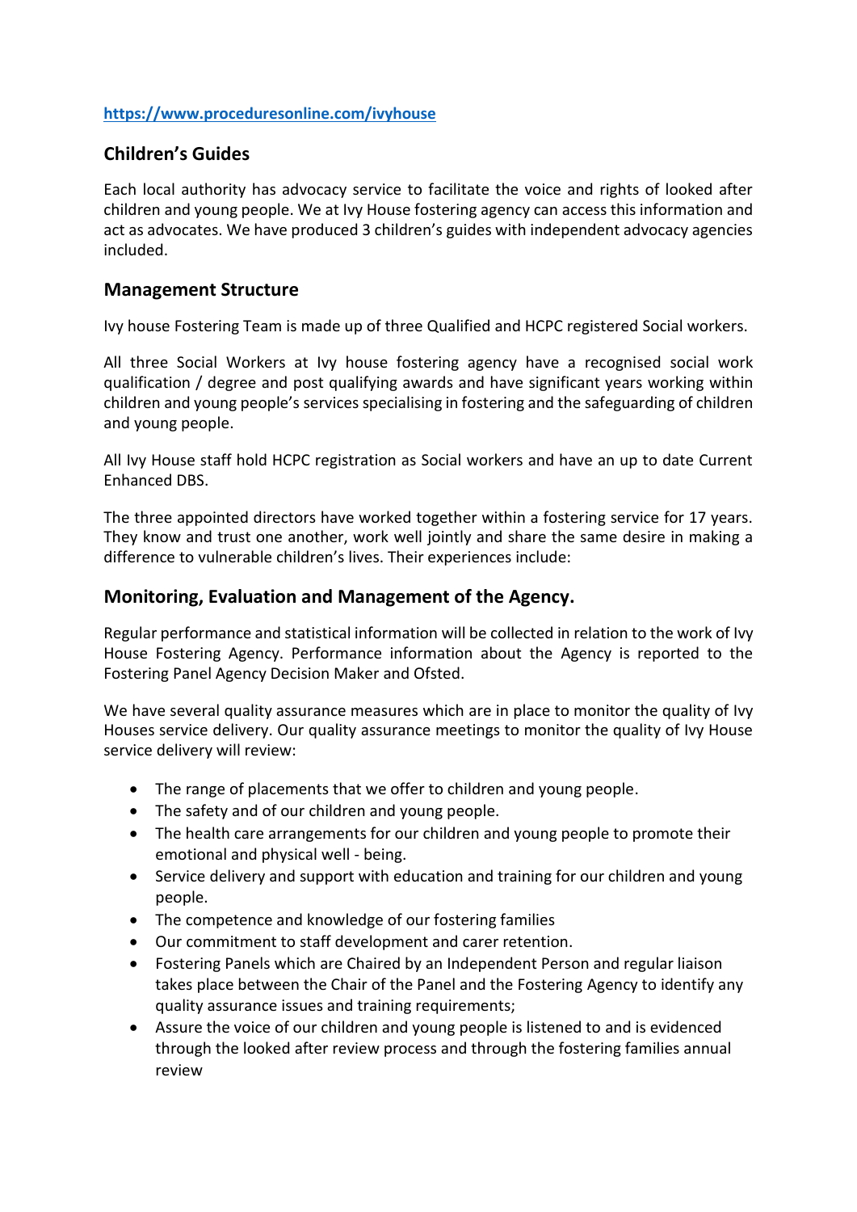https://www.proceduresonline.com/ivyhouse

## Children's Guides

Each local authority has advocacy service to facilitate the voice and rights of looked after children and young people. We at Ivy House fostering agency can access this information and act as advocates. We have produced 3 children's guides with independent advocacy agencies included.

## Management Structure

Ivy house Fostering Team is made up of three Qualified and HCPC registered Social workers.

All three Social Workers at Ivy house fostering agency have a recognised social work qualification / degree and post qualifying awards and have significant years working within children and young people's services specialising in fostering and the safeguarding of children and young people.

All Ivy House staff hold HCPC registration as Social workers and have an up to date Current Enhanced DBS.

The three appointed directors have worked together within a fostering service for 17 years. They know and trust one another, work well jointly and share the same desire in making a difference to vulnerable children's lives. Their experiences include:

## Monitoring, Evaluation and Management of the Agency.

Regular performance and statistical information will be collected in relation to the work of Ivy House Fostering Agency. Performance information about the Agency is reported to the Fostering Panel Agency Decision Maker and Ofsted.

We have several quality assurance measures which are in place to monitor the quality of Ivy Houses service delivery. Our quality assurance meetings to monitor the quality of Ivy House service delivery will review:

- The range of placements that we offer to children and young people.
- The safety and of our children and young people.
- The health care arrangements for our children and young people to promote their emotional and physical well - being.
- Service delivery and support with education and training for our children and young people.
- The competence and knowledge of our fostering families
- Our commitment to staff development and carer retention.
- Fostering Panels which are Chaired by an Independent Person and regular liaison takes place between the Chair of the Panel and the Fostering Agency to identify any quality assurance issues and training requirements;
- Assure the voice of our children and young people is listened to and is evidenced through the looked after review process and through the fostering families annual review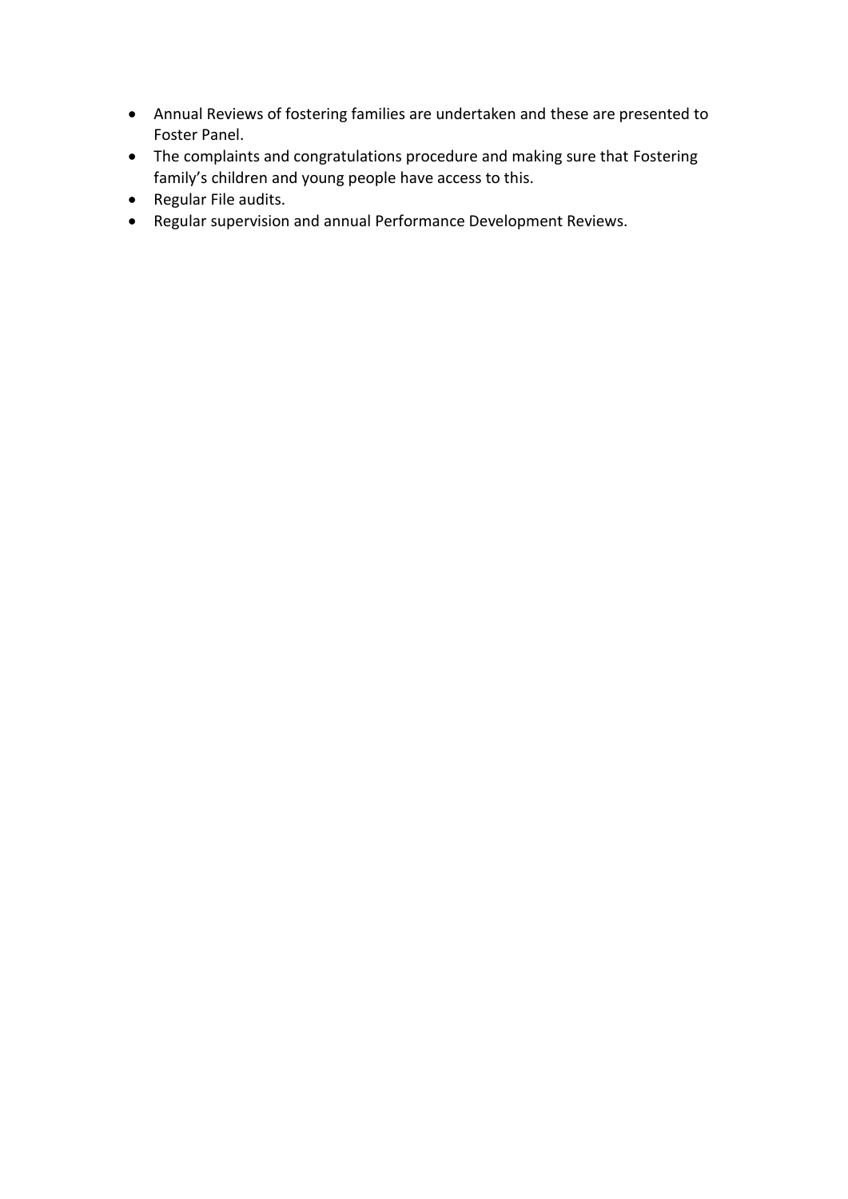- Annual Reviews of fostering families are undertaken and these are presented to Foster Panel.
- The complaints and congratulations procedure and making sure that Fostering family's children and young people have access to this.
- Regular File audits.
- Regular supervision and annual Performance Development Reviews.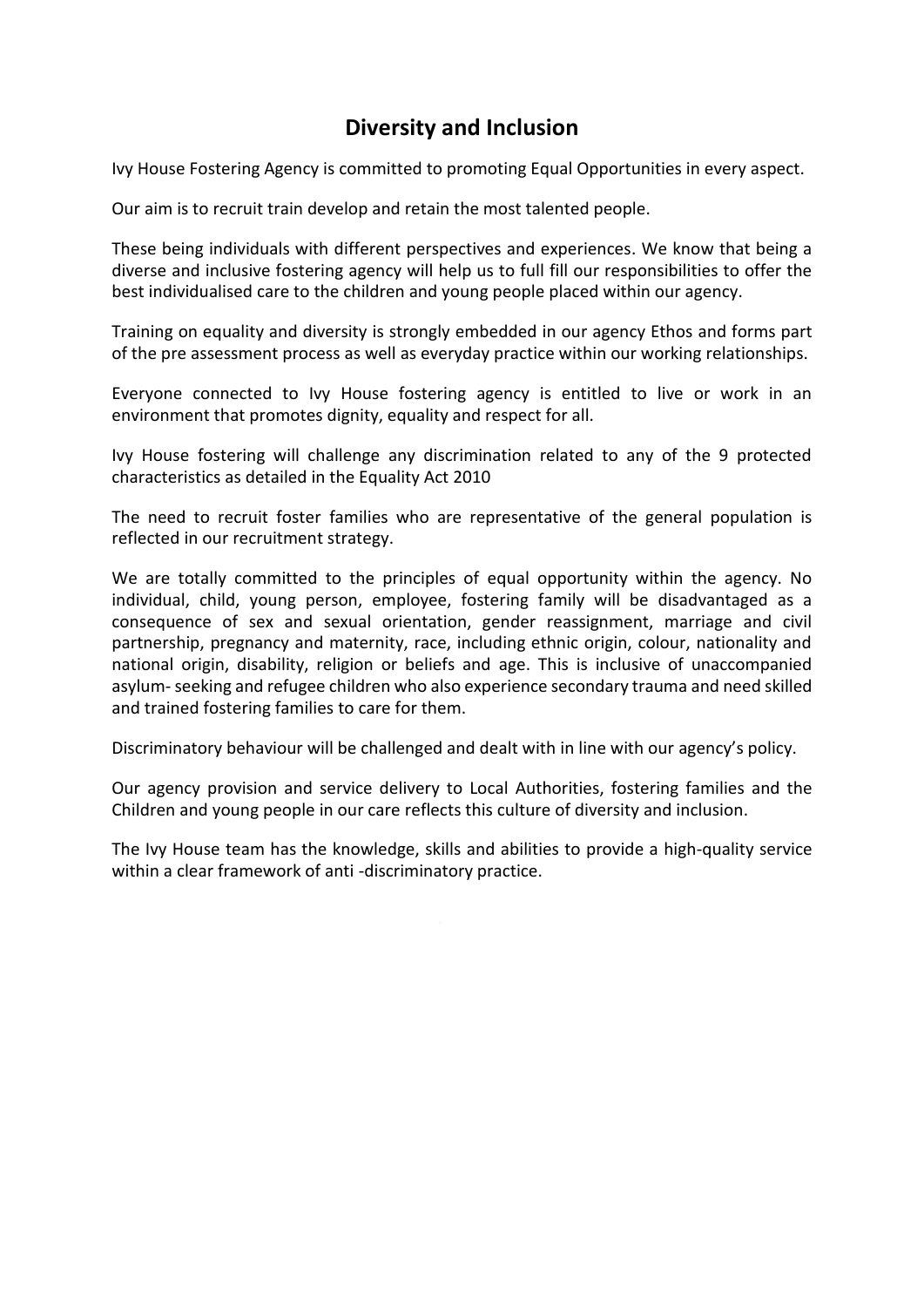## Diversity and Inclusion

Ivy House Fostering Agency is committed to promoting Equal Opportunities in every aspect.

Our aim is to recruit train develop and retain the most talented people.

These being individuals with different perspectives and experiences. We know that being a diverse and inclusive fostering agency will help us to full fill our responsibilities to offer the best individualised care to the children and young people placed within our agency.

Training on equality and diversity is strongly embedded in our agency Ethos and forms part of the pre assessment process as well as everyday practice within our working relationships.

Everyone connected to Ivy House fostering agency is entitled to live or work in an environment that promotes dignity, equality and respect for all.

Ivy House fostering will challenge any discrimination related to any of the 9 protected characteristics as detailed in the Equality Act 2010

The need to recruit foster families who are representative of the general population is reflected in our recruitment strategy.

We are totally committed to the principles of equal opportunity within the agency. No individual, child, young person, employee, fostering family will be disadvantaged as a consequence of sex and sexual orientation, gender reassignment, marriage and civil partnership, pregnancy and maternity, race, including ethnic origin, colour, nationality and national origin, disability, religion or beliefs and age. This is inclusive of unaccompanied asylum- seeking and refugee children who also experience secondary trauma and need skilled and trained fostering families to care for them.

Discriminatory behaviour will be challenged and dealt with in line with our agency's policy.

Our agency provision and service delivery to Local Authorities, fostering families and the Children and young people in our care reflects this culture of diversity and inclusion.

The Ivy House team has the knowledge, skills and abilities to provide a high-quality service within a clear framework of anti -discriminatory practice.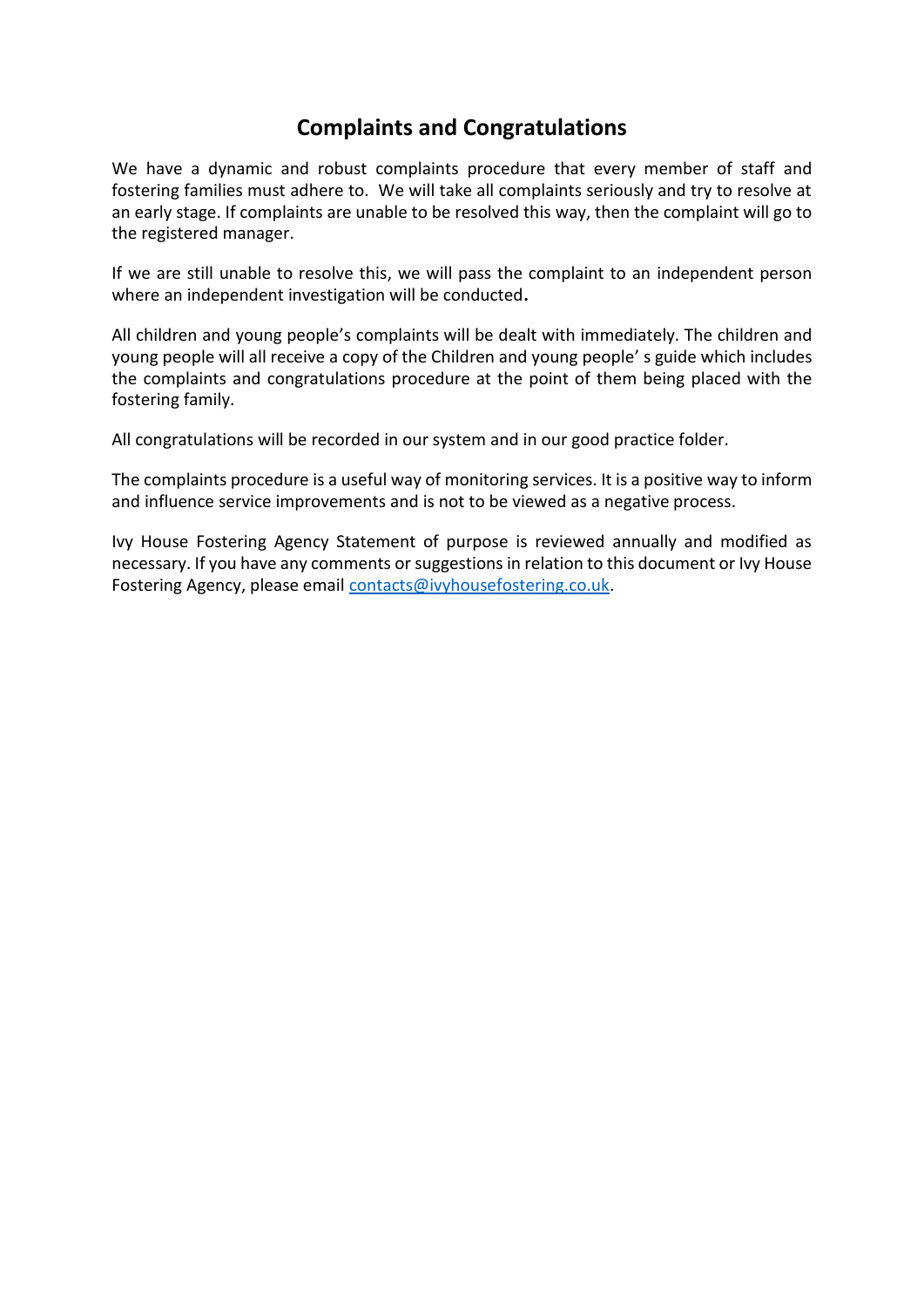## Complaints and Congratulations

We have a dynamic and robust complaints procedure that every member of staff and fostering families must adhere to. We will take all complaints seriously and try to resolve at an early stage. If complaints are unable to be resolved this way, then the complaint will go to the registered manager.

If we are still unable to resolve this, we will pass the complaint to an independent person where an independent investigation will be conducted**.**

All children and young people's complaints will be dealt with immediately. The children and young people will all receive a copy of the Children and young people' s guide which includes the complaints and congratulations procedure at the point of them being placed with the fostering family.

All congratulations will be recorded in our system and in our good practice folder.

The complaints procedure is a useful way of monitoring services. It is a positive way to inform and influence service improvements and is not to be viewed as a negative process.

Ivy House Fostering Agency Statement of purpose is reviewed annually and modified as necessary. If you have any comments or suggestions in relation to this document or Ivy House Fostering Agency, please email contacts@ivyhousefostering.co.uk.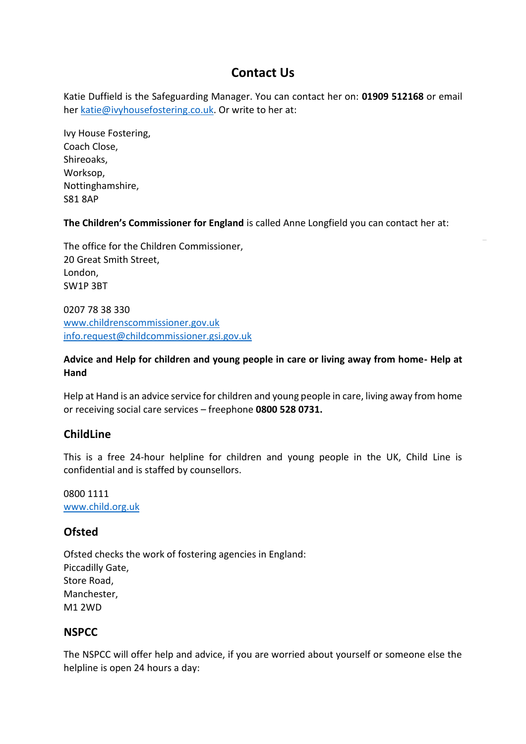# Contact Us

Katie Duffield is the Safeguarding Manager. You can contact her on: **01909 512168** or email her katie@ivyhousefostering.co.uk. Or write to her at:

Ivy House Fostering,
Coach Close,
Shireoaks,
Worksop,
Nottinghamshire,
S81 8AP

**The Children's Commissioner for England** is called Anne Longfield you can contact her at:

The office for the Children Commissioner,
20 Great Smith Street,
London,
SW1P 3BT

0207 78 38 330
www.childrenscommissioner.gov.uk
info.request@childcommissioner.gsi.gov.uk

**Advice and Help for children and young people in care or living away from home- Help at Hand**

Help at Hand is an advice service for children and young people in care, living away from home or receiving social care services – freephone **0800 528 0731.**

## ChildLine

This is a free 24-hour helpline for children and young people in the UK, Child Line is confidential and is staffed by counsellors.

0800 1111
www.child.org.uk

## Ofsted

Ofsted checks the work of fostering agencies in England:
Piccadilly Gate,
Store Road,
Manchester,
M1 2WD

## NSPCC

The NSPCC will offer help and advice, if you are worried about yourself or someone else the helpline is open 24 hours a day: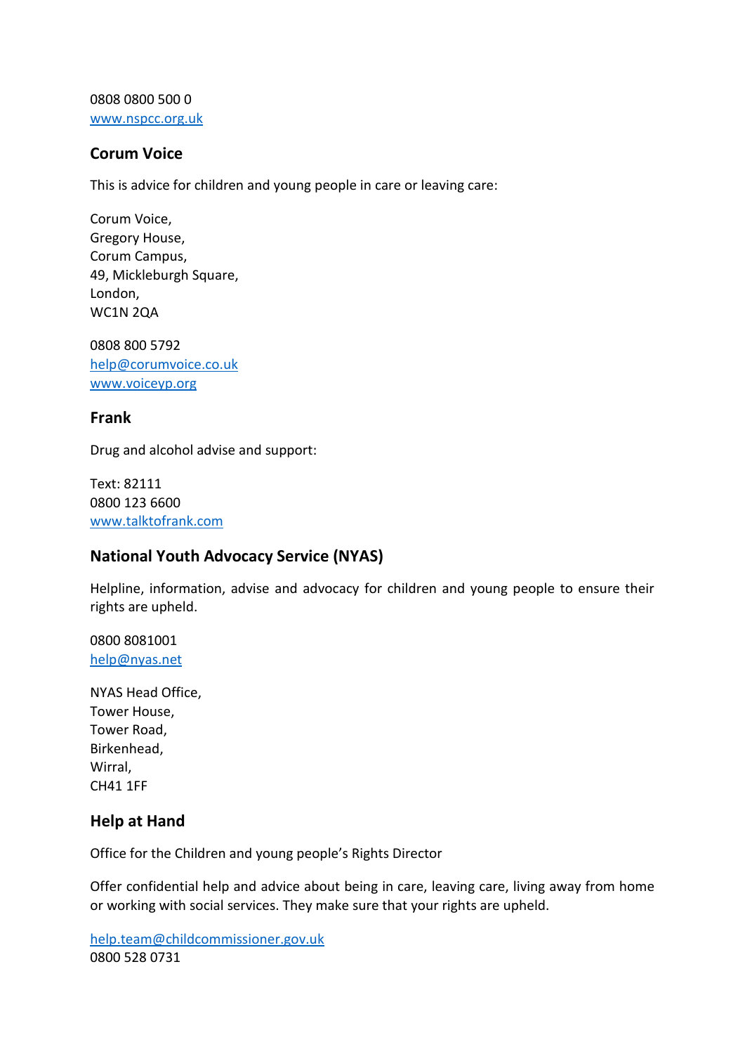0808 0800 500 0
www.nspcc.org.uk

### Corum Voice

This is advice for children and young people in care or leaving care:

Corum Voice,
Gregory House,
Corum Campus,
49, Mickleburgh Square,
London,
WC1N 2QA

0808 800 5792
help@corumvoice.co.uk
www.voiceyp.org

### Frank

Drug and alcohol advise and support:

Text: 82111
0800 123 6600
www.talktofrank.com

### National Youth Advocacy Service (NYAS)

Helpline, information, advise and advocacy for children and young people to ensure their rights are upheld.

0800 8081001
help@nyas.net

NYAS Head Office,
Tower House,
Tower Road,
Birkenhead,
Wirral,
CH41 1FF

### Help at Hand

Office for the Children and young people's Rights Director

Offer confidential help and advice about being in care, leaving care, living away from home or working with social services. They make sure that your rights are upheld.

help.team@childcommissioner.gov.uk
0800 528 0731